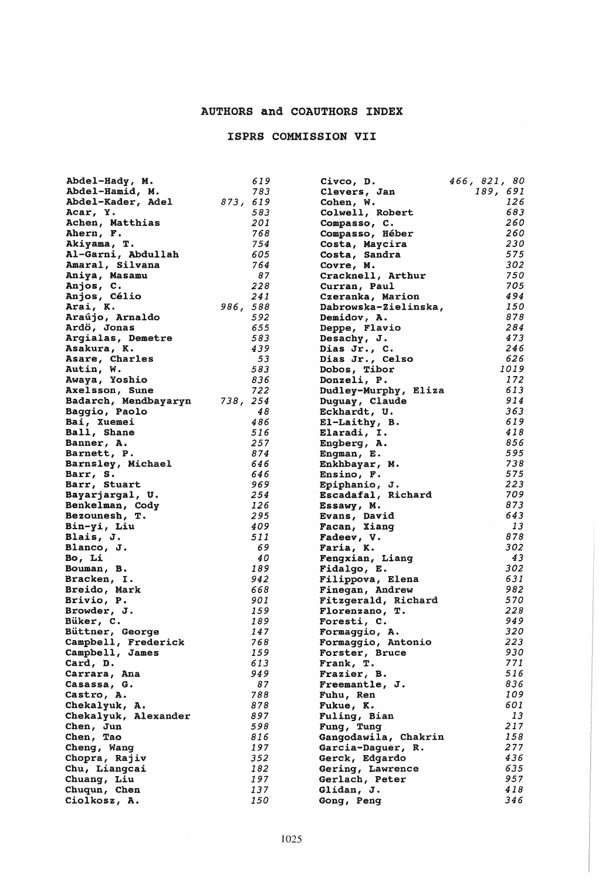# AUTHORS and COAUTHORS INDEX

## ISPRS COMMISSION VII

| Author | Pages |
|---|---|
| Abdel-Hady, M. | 619 |
| Abdel-Hamid, M. | 783 |
| Abdel-Kader, Adel | 873, 619 |
| Acar, Y. | 583 |
| Achen, Matthias | 201 |
| Ahern, F. | 768 |
| Akiyama, T. | 754 |
| Al-Garni, Abdullah | 605 |
| Amaral, Silvana | 764 |
| Aniya, Masamu | 87 |
| Anjos, C. | 228 |
| Anjos, Célio | 241 |
| Arai, K. | 986, 588 |
| Araújo, Arnaldo | 592 |
| Ardö, Jonas | 655 |
| Argialas, Demetre | 583 |
| Asakura, K. | 439 |
| Asare, Charles | 53 |
| Autin, W. | 583 |
| Awaya, Yoshio | 836 |
| Axelsson, Sune | 722 |
| Badarch, Mendbayaryn | 738, 254 |
| Baggio, Paolo | 48 |
| Bai, Xuemei | 486 |
| Ball, Shane | 516 |
| Banner, A. | 257 |
| Barnett, P. | 874 |
| Barnsley, Michael | 646 |
| Barr, S. | 646 |
| Barr, Stuart | 969 |
| Bayarjargal, U. | 254 |
| Benkelman, Cody | 126 |
| Bezounesh, T. | 295 |
| Bin-yi, Liu | 409 |
| Blais, J. | 511 |
| Blanco, J. | 69 |
| Bo, Li | 40 |
| Bouman, B. | 189 |
| Bracken, I. | 942 |
| Breido, Mark | 668 |
| Brivio, P. | 901 |
| Browder, J. | 159 |
| Büker, C. | 189 |
| Büttner, George | 147 |
| Campbell, Frederick | 768 |
| Campbell, James | 159 |
| Card, D. | 613 |
| Carrara, Ana | 949 |
| Casassa, G. | 87 |
| Castro, A. | 788 |
| Chekalyuk, A. | 878 |
| Chekalyuk, Alexander | 897 |
| Chen, Jun | 598 |
| Chen, Tao | 816 |
| Cheng, Wang | 197 |
| Chopra, Rajiv | 352 |
| Chu, Liangcai | 182 |
| Chuang, Liu | 197 |
| Chuqun, Chen | 137 |
| Ciolkosz, A. | 150 |
| Civco, D. | 466, 821, 80 |
| Clevers, Jan | 189, 691 |
| Cohen, W. | 126 |
| Colwell, Robert | 683 |
| Compasso, C. | 260 |
| Compasso, Héber | 260 |
| Costa, Maycira | 230 |
| Costa, Sandra | 575 |
| Covre, M. | 302 |
| Cracknell, Arthur | 750 |
| Curran, Paul | 705 |
| Czeranka, Marion | 494 |
| Dabrowska-Zielinska, | 150 |
| Demidov, A. | 878 |
| Deppe, Flavio | 284 |
| Desachy, J. | 473 |
| Dias Jr., C. | 246 |
| Dias Jr., Celso | 626 |
| Dobos, Tibor | 1019 |
| Donzeli, P. | 172 |
| Dudley-Murphy, Eliza | 613 |
| Duguay, Claude | 914 |
| Eckhardt, U. | 363 |
| El-Laithy, B. | 619 |
| Elaradi, I. | 418 |
| Engberg, A. | 856 |
| Engman, E. | 595 |
| Enkhbayar, M. | 738 |
| Ensino, F. | 575 |
| Epiphanio, J. | 223 |
| Escadafal, Richard | 709 |
| Essawy, M. | 873 |
| Evans, David | 643 |
| Facan, Xiang | 13 |
| Fadeev, V. | 878 |
| Faria, K. | 302 |
| Fengxian, Liang | 43 |
| Fidalgo, E. | 302 |
| Filippova, Elena | 631 |
| Finegan, Andrew | 982 |
| Fitzgerald, Richard | 570 |
| Florenzano, T. | 228 |
| Foresti, C. | 949 |
| Formaggio, A. | 320 |
| Formaggio, Antonio | 223 |
| Forster, Bruce | 930 |
| Frank, T. | 771 |
| Frazier, B. | 516 |
| Freemantle, J. | 836 |
| Fuhu, Ren | 109 |
| Fukue, K. | 601 |
| Fuling, Bian | 13 |
| Fung, Tung | 217 |
| Gangodawila, Chakrin | 158 |
| Garcia-Daguer, R. | 277 |
| Gerck, Edgardo | 436 |
| Gering, Lawrence | 635 |
| Gerlach, Peter | 957 |
| Glidan, J. | 418 |
| Gong, Peng | 346 |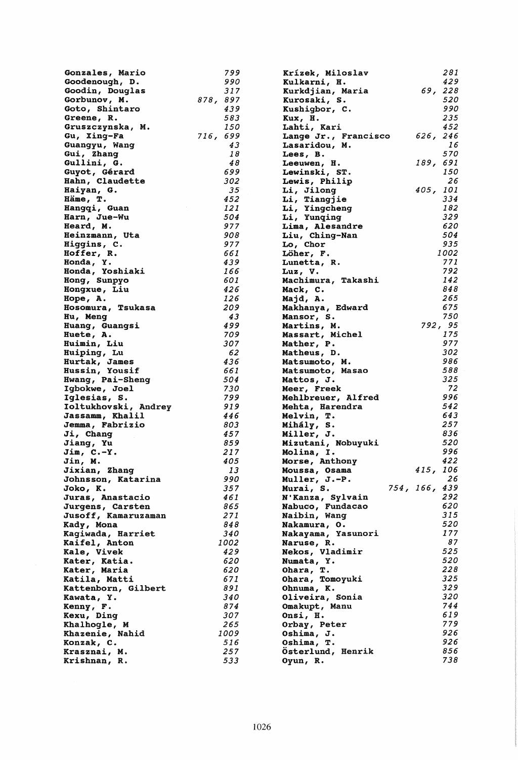Gonzales, Mario 799
Goodenough, D. 990
Goodin, Douglas 317
Gorbunov, M. 878, 897
Goto, Shintaro 439
Greene, R. 583
Gruszczynska, M. 150
Gu, Xing-Fa 716, 699
Guangyu, Wang 43
Gui, Zhang 18
Gullini, G. 48
Guyot, Gérard 699
Hahn, Claudette 302
Haiyan, G. 35
Häme, T. 452
Hangqi, Guan 121
Harn, Jue-Wu 504
Heard, M. 977
Heinzmann, Uta 908
Higgins, C. 977
Hoffer, R. 661
Honda, Y. 439
Honda, Yoshiaki 166
Hong, Sunpyo 601
Hongxue, Liu 426
Hope, A. 126
Hosomura, Tsukasa 209
Hu, Meng 43
Huang, Guangsi 499
Huete, A. 709
Huimin, Liu 307
Huiping, Lu 62
Hurtak, James 436
Hussin, Yousif 661
Hwang, Pai-Sheng 504
Igbokwe, Joel 730
Iglesias, S. 799
Ioltukhovski, Andrey 919
Jassamm, Khalil 446
Jemma, Fabrizio 803
Ji, Chang 457
Jiang, Yu 859
Jim, C.-Y. 217
Jin, M. 405
Jixian, Zhang 13
Johnsson, Katarina 990
Joko, K. 357
Juras, Anastacio 461
Jurgens, Carsten 865
Jusoff, Kamaruzaman 271
Kady, Mona 848
Kagiwada, Harriet 340
Kaifel, Anton 1002
Kale, Vivek 429
Kater, Katia. 620
Kater, Maria 620
Katila, Matti 671
Kattenborn, Gilbert 891
Kawata, Y. 340
Kenny, F. 874
Kexu, Ding 307
Khalhogle, M 265
Khazenie, Nahid 1009
Konzak, C. 516
Krasznai, M. 257
Krishnan, R. 533
Krízek, Miloslav 281
Kulkarni, H. 429
Kurkdjian, Maria 69, 228
Kurosaki, S. 520
Kushigbor, C. 990
Kux, H. 235
Lahti, Kari 452
Lange Jr., Francisco 626, 246
Lasaridou, M. 16
Lees, B. 570
Leeuwen, H. 189, 691
Lewinski, ST. 150
Lewis, Philip 26
Li, Jilong 405, 101
Li, Tiangjie 334
Li, Yingcheng 182
Li, Yunqing 329
Lima, Alesandre 620
Liu, Ching-Nan 504
Lo, Chor 935
Löher, F. 1002
Lunetta, R. 771
Luz, V. 792
Machimura, Takashi 142
Mack, C. 848
Majd, A. 265
Makhanya, Edward 675
Mansor, S. 750
Martins, M. 792, 95
Massart, Michel 175
Mather, P. 977
Matheus, D. 302
Matsumoto, M. 986
Matsumoto, Masao 588
Mattos, J. 325
Meer, Freek 72
Mehlbreuer, Alfred 996
Mehta, Harendra 542
Melvin, T. 643
Mihály, S. 257
Miller, J. 836
Mizutani, Nobuyuki 520
Molina, I. 996
Morse, Anthony 422
Moussa, Osama 415, 106
Muller, J.-P. 26
Murai, S. 754, 166, 439
N'Kanza, Sylvain 292
Nabuco, Fundacao 620
Naibin, Wang 315
Nakamura, O. 520
Nakayama, Yasunori 177
Naruse, R. 87
Nekos, Vladimir 525
Numata, Y. 520
Ohara, T. 228
Ohara, Tomoyuki 325
Ohnuma, K. 329
Oliveira, Sonia 320
Omakupt, Manu 744
Onsi, H. 619
Orbay, Peter 779
Oshima, J. 926
Oshima, T. 926
Österlund, Henrik 856
Oyun, R. 738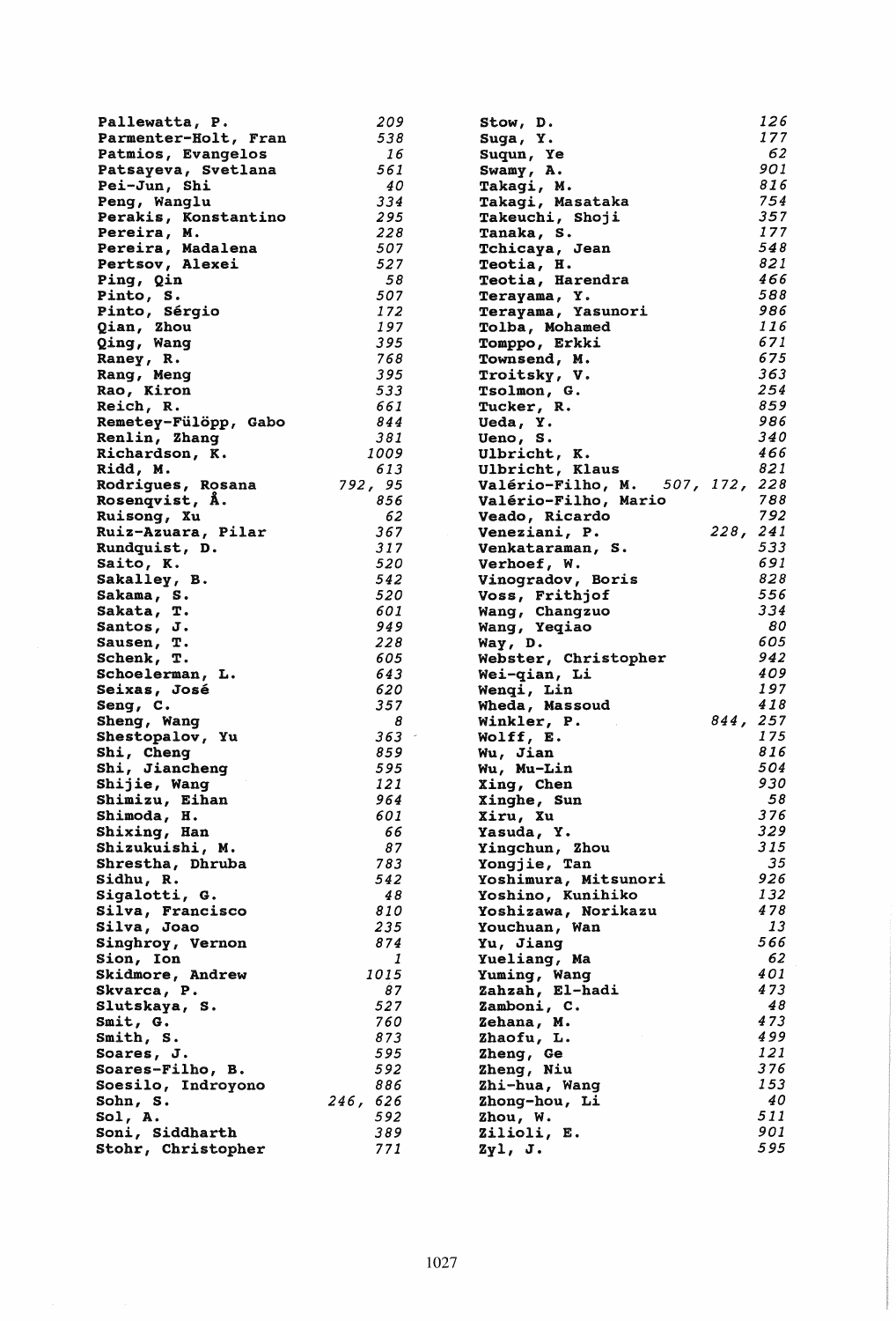| | |
|---|---|
| Pallewatta, P. | 209 |
| Parmenter-Holt, Fran | 538 |
| Patmios, Evangelos | 16 |
| Patsayeva, Svetlana | 561 |
| Pei-Jun, Shi | 40 |
| Peng, Wanglu | 334 |
| Perakis, Konstantino | 295 |
| Pereira, M. | 228 |
| Pereira, Madalena | 507 |
| Pertsov, Alexei | 527 |
| Ping, Qin | 58 |
| Pinto, S. | 507 |
| Pinto, Sérgio | 172 |
| Qian, Zhou | 197 |
| Qing, Wang | 395 |
| Raney, R. | 768 |
| Rang, Meng | 395 |
| Rao, Kiron | 533 |
| Reich, R. | 661 |
| Remetey-Fülöpp, Gabo | 844 |
| Renlin, Zhang | 381 |
| Richardson, K. | 1009 |
| Ridd, M. | 613 |
| Rodrigues, Rosana | 792, 95 |
| Rosenqvist, Å. | 856 |
| Ruisong, Xu | 62 |
| Ruiz-Azuara, Pilar | 367 |
| Rundquist, D. | 317 |
| Saito, K. | 520 |
| Sakalley, B. | 542 |
| Sakama, S. | 520 |
| Sakata, T. | 601 |
| Santos, J. | 949 |
| Sausen, T. | 228 |
| Schenk, T. | 605 |
| Schoelerman, L. | 643 |
| Seixas, José | 620 |
| Seng, C. | 357 |
| Sheng, Wang | 8 |
| Shestopalov, Yu | 363 |
| Shi, Cheng | 859 |
| Shi, Jiancheng | 595 |
| Shijie, Wang | 121 |
| Shimizu, Eihan | 964 |
| Shimoda, H. | 601 |
| Shixing, Han | 66 |
| Shizukuishi, M. | 87 |
| Shrestha, Dhruba | 783 |
| Sidhu, R. | 542 |
| Sigalotti, G. | 48 |
| Silva, Francisco | 810 |
| Silva, Joao | 235 |
| Singhroy, Vernon | 874 |
| Sion, Ion | 1 |
| Skidmore, Andrew | 1015 |
| Skvarca, P. | 87 |
| Slutskaya, S. | 527 |
| Smit, G. | 760 |
| Smith, S. | 873 |
| Soares, J. | 595 |
| Soares-Filho, B. | 592 |
| Soesilo, Indroyono | 886 |
| Sohn, S. | 246, 626 |
| Sol, A. | 592 |
| Soni, Siddharth | 389 |
| Stohr, Christopher | 771 |
| Stow, D. | 126 |
| Suga, Y. | 177 |
| Suqun, Ye | 62 |
| Swamy, A. | 901 |
| Takagi, M. | 816 |
| Takagi, Masataka | 754 |
| Takeuchi, Shoji | 357 |
| Tanaka, S. | 177 |
| Tchicaya, Jean | 548 |
| Teotia, H. | 821 |
| Teotia, Harendra | 466 |
| Terayama, Y. | 588 |
| Terayama, Yasunori | 986 |
| Tolba, Mohamed | 116 |
| Tomppo, Erkki | 671 |
| Townsend, M. | 675 |
| Troitsky, V. | 363 |
| Tsolmon, G. | 254 |
| Tucker, R. | 859 |
| Ueda, Y. | 986 |
| Ueno, S. | 340 |
| Ulbricht, K. | 466 |
| Ulbricht, Klaus | 821 |
| Valério-Filho, M. | 507, 172, 228 |
| Valério-Filho, Mario | 788 |
| Veado, Ricardo | 792 |
| Veneziani, P. | 228, 241 |
| Venkataraman, S. | 533 |
| Verhoef, W. | 691 |
| Vinogradov, Boris | 828 |
| Voss, Frithjof | 556 |
| Wang, Changzuo | 334 |
| Wang, Yeqiao | 80 |
| Way, D. | 605 |
| Webster, Christopher | 942 |
| Wei-qian, Li | 409 |
| Wenqi, Lin | 197 |
| Wheda, Massoud | 418 |
| Winkler, P. | 844, 257 |
| Wolff, E. | 175 |
| Wu, Jian | 816 |
| Wu, Mu-Lin | 504 |
| Xing, Chen | 930 |
| Xinghe, Sun | 58 |
| Xiru, Xu | 376 |
| Yasuda, Y. | 329 |
| Yingchun, Zhou | 315 |
| Yongjie, Tan | 35 |
| Yoshimura, Mitsunori | 926 |
| Yoshino, Kunihiko | 132 |
| Yoshizawa, Norikazu | 478 |
| Youchuan, Wan | 13 |
| Yu, Jiang | 566 |
| Yueliang, Ma | 62 |
| Yuming, Wang | 401 |
| Zahzah, El-hadi | 473 |
| Zamboni, C. | 48 |
| Zehana, M. | 473 |
| Zhaofu, L. | 499 |
| Zheng, Ge | 121 |
| Zheng, Niu | 376 |
| Zhi-hua, Wang | 153 |
| Zhong-hou, Li | 40 |
| Zhou, W. | 511 |
| Zilioli, E. | 901 |
| Zyl, J. | 595 |